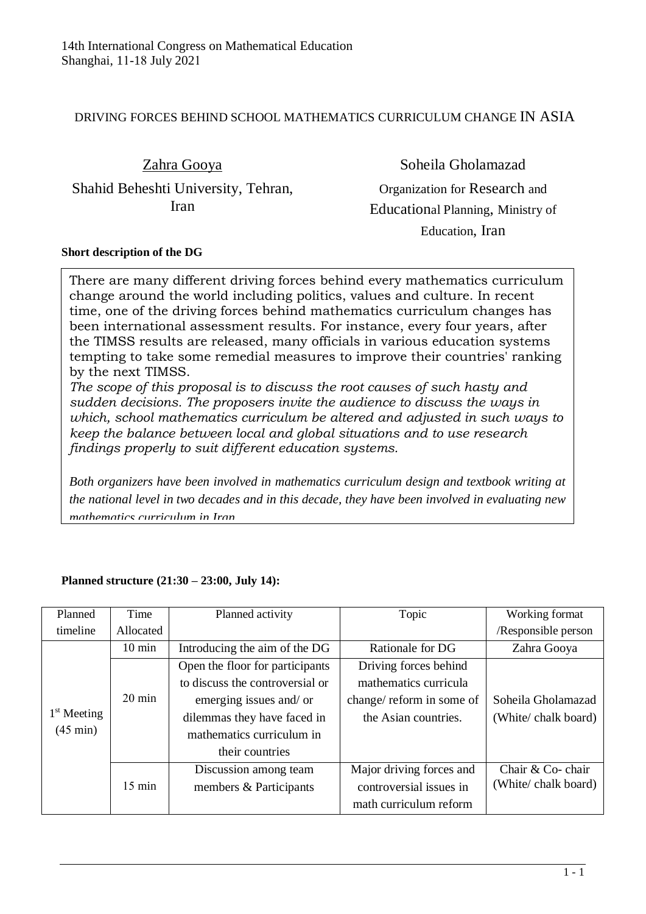14th International Congress on Mathematical Education
Shanghai, 11-18 July 2021

# DRIVING FORCES BEHIND SCHOOL MATHEMATICS CURRICULUM CHANGE IN ASIA

Zahra Gooya
Shahid Beheshti University, Tehran, Iran

Soheila Gholamazad
Organization for Research and Educational Planning, Ministry of Education, Iran

**Short description of the DG**

There are many different driving forces behind every mathematics curriculum change around the world including politics, values and culture. In recent time, one of the driving forces behind mathematics curriculum changes has been international assessment results. For instance, every four years, after the TIMSS results are released, many officials in various education systems tempting to take some remedial measures to improve their countries' ranking by the next TIMSS.

*The scope of this proposal is to discuss the root causes of such hasty and sudden decisions. The proposers invite the audience to discuss the ways in which, school mathematics curriculum be altered and adjusted in such ways to keep the balance between local and global situations and to use research findings properly to suit different education systems.*

*Both organizers have been involved in mathematics curriculum design and textbook writing at the national level in two decades and in this decade, they have been involved in evaluating new mathematics curriculum in Iran*

**Planned structure (21:30 – 23:00, July 14):**

| Planned timeline | Time Allocated | Planned activity | Topic | Working format /Responsible person |
|---|---|---|---|---|
| 1st Meeting (45 min) | 10 min | Introducing the aim of the DG | Rationale for DG | Zahra Gooya |
| | 20 min | Open the floor for participants to discuss the controversial or emerging issues and/ or dilemmas they have faced in mathematics curriculum in their countries | Driving forces behind mathematics curricula change/ reform in some of the Asian countries. | Soheila Gholamazad (White/ chalk board) |
| | 15 min | Discussion among team members & Participants | Major driving forces and controversial issues in math curriculum reform | Chair & Co- chair (White/ chalk board) |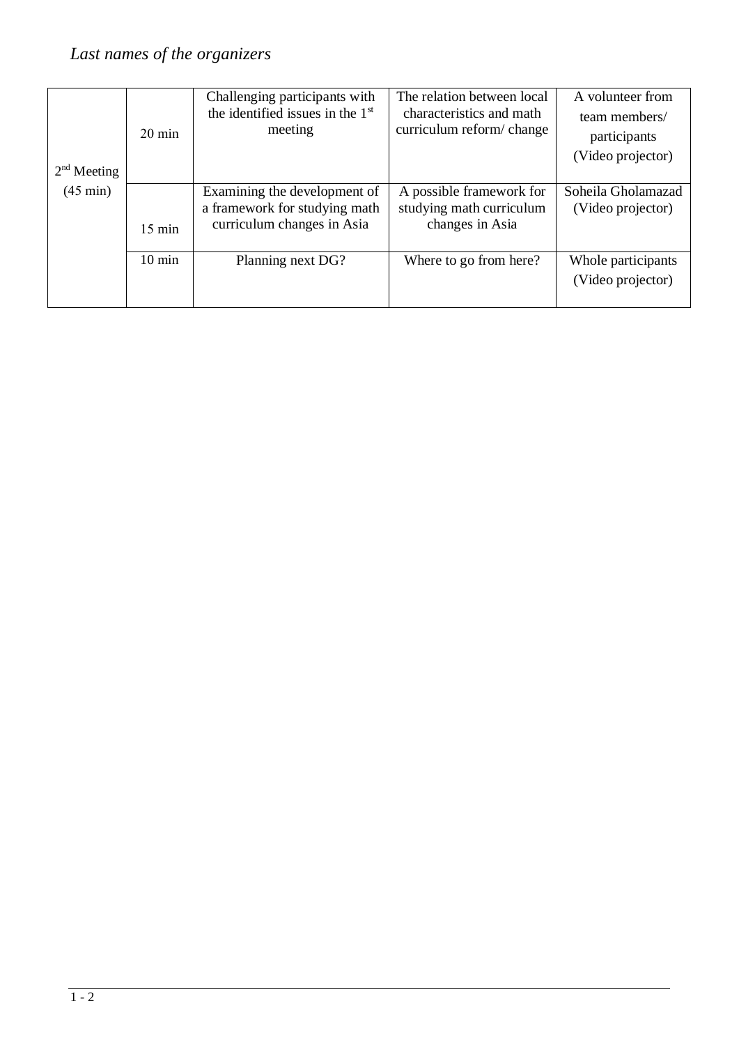| | | | | |
|---|---|---|---|---|
| 2nd Meeting (45 min) | 20 min | Challenging participants with the identified issues in the 1st meeting | The relation between local characteristics and math curriculum reform/ change | A volunteer from team members/ participants (Video projector) |
| | 15 min | Examining the development of a framework for studying math curriculum changes in Asia | A possible framework for studying math curriculum changes in Asia | Soheila Gholamazad (Video projector) |
| | 10 min | Planning next DG? | Where to go from here? | Whole participants (Video projector) |